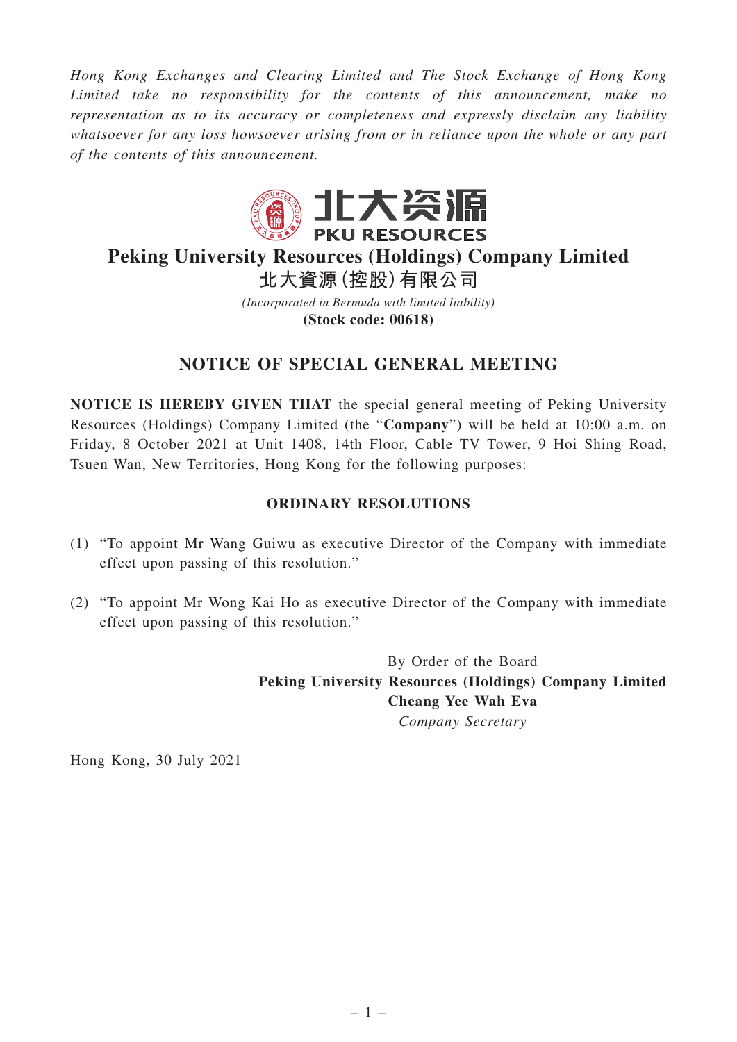*Hong Kong Exchanges and Clearing Limited and The Stock Exchange of Hong Kong Limited take no responsibility for the contents of this announcement, make no representation as to its accuracy or completeness and expressly disclaim any liability whatsoever for any loss howsoever arising from or in reliance upon the whole or any part of the contents of this announcement.*

北大资源

PKU RESOURCES

# Peking University Resources (Holdings) Company Limited

# 北大資源(控股)有限公司

*(Incorporated in Bermuda with limited liability)*

**(Stock code: 00618)**

## NOTICE OF SPECIAL GENERAL MEETING

**NOTICE IS HEREBY GIVEN THAT** the special general meeting of Peking University Resources (Holdings) Company Limited (the "**Company**") will be held at 10:00 a.m. on Friday, 8 October 2021 at Unit 1408, 14th Floor, Cable TV Tower, 9 Hoi Shing Road, Tsuen Wan, New Territories, Hong Kong for the following purposes:

### ORDINARY RESOLUTIONS

(1) "To appoint Mr Wang Guiwu as executive Director of the Company with immediate effect upon passing of this resolution."

(2) "To appoint Mr Wong Kai Ho as executive Director of the Company with immediate effect upon passing of this resolution."

By Order of the Board
**Peking University Resources (Holdings) Company Limited**
**Cheang Yee Wah Eva**
*Company Secretary*

Hong Kong, 30 July 2021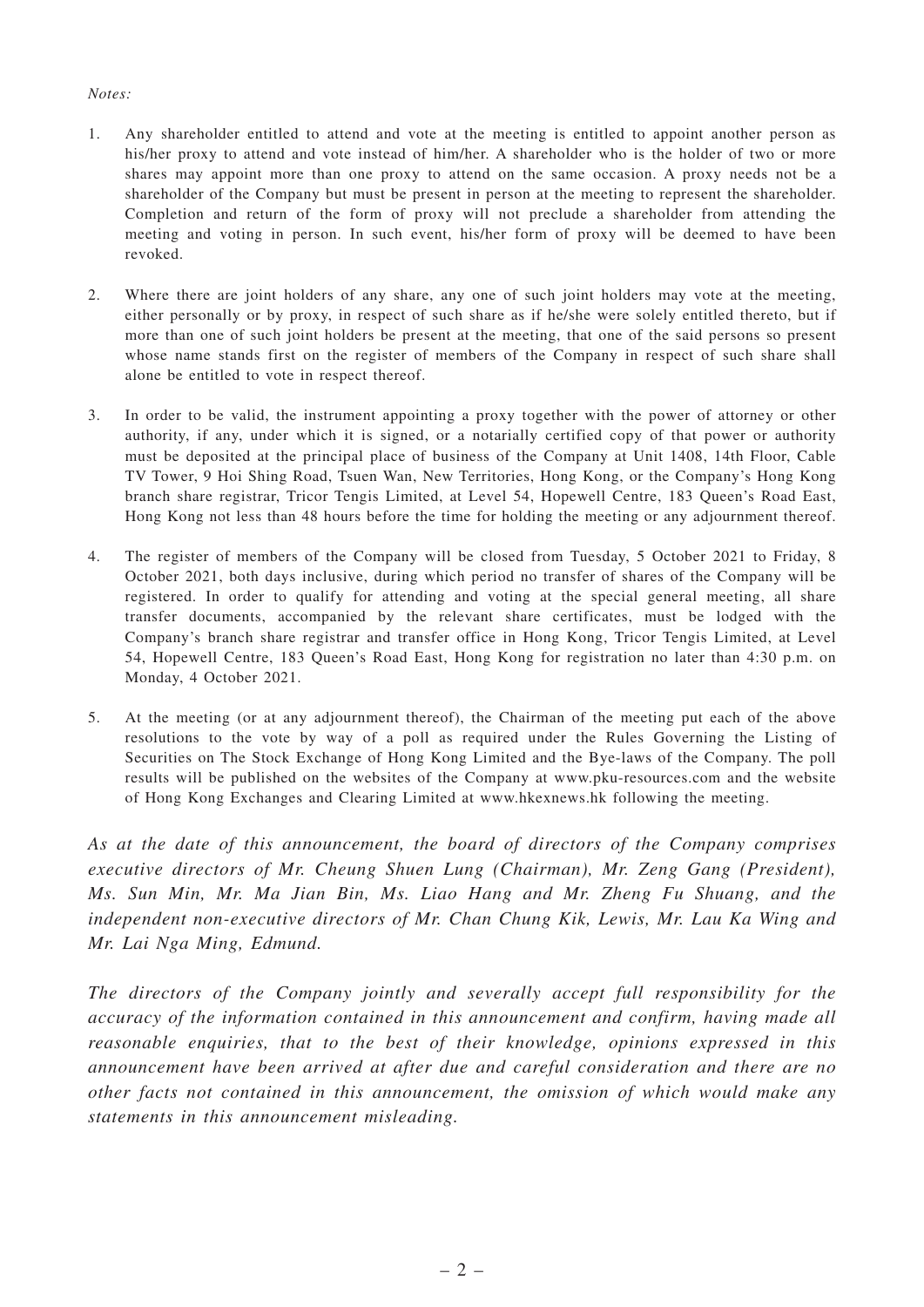*Notes:*

1. Any shareholder entitled to attend and vote at the meeting is entitled to appoint another person as his/her proxy to attend and vote instead of him/her. A shareholder who is the holder of two or more shares may appoint more than one proxy to attend on the same occasion. A proxy needs not be a shareholder of the Company but must be present in person at the meeting to represent the shareholder. Completion and return of the form of proxy will not preclude a shareholder from attending the meeting and voting in person. In such event, his/her form of proxy will be deemed to have been revoked.

2. Where there are joint holders of any share, any one of such joint holders may vote at the meeting, either personally or by proxy, in respect of such share as if he/she were solely entitled thereto, but if more than one of such joint holders be present at the meeting, that one of the said persons so present whose name stands first on the register of members of the Company in respect of such share shall alone be entitled to vote in respect thereof.

3. In order to be valid, the instrument appointing a proxy together with the power of attorney or other authority, if any, under which it is signed, or a notarially certified copy of that power or authority must be deposited at the principal place of business of the Company at Unit 1408, 14th Floor, Cable TV Tower, 9 Hoi Shing Road, Tsuen Wan, New Territories, Hong Kong, or the Company's Hong Kong branch share registrar, Tricor Tengis Limited, at Level 54, Hopewell Centre, 183 Queen's Road East, Hong Kong not less than 48 hours before the time for holding the meeting or any adjournment thereof.

4. The register of members of the Company will be closed from Tuesday, 5 October 2021 to Friday, 8 October 2021, both days inclusive, during which period no transfer of shares of the Company will be registered. In order to qualify for attending and voting at the special general meeting, all share transfer documents, accompanied by the relevant share certificates, must be lodged with the Company's branch share registrar and transfer office in Hong Kong, Tricor Tengis Limited, at Level 54, Hopewell Centre, 183 Queen's Road East, Hong Kong for registration no later than 4:30 p.m. on Monday, 4 October 2021.

5. At the meeting (or at any adjournment thereof), the Chairman of the meeting put each of the above resolutions to the vote by way of a poll as required under the Rules Governing the Listing of Securities on The Stock Exchange of Hong Kong Limited and the Bye-laws of the Company. The poll results will be published on the websites of the Company at www.pku-resources.com and the website of Hong Kong Exchanges and Clearing Limited at www.hkexnews.hk following the meeting.

*As at the date of this announcement, the board of directors of the Company comprises executive directors of Mr. Cheung Shuen Lung (Chairman), Mr. Zeng Gang (President), Ms. Sun Min, Mr. Ma Jian Bin, Ms. Liao Hang and Mr. Zheng Fu Shuang, and the independent non-executive directors of Mr. Chan Chung Kik, Lewis, Mr. Lau Ka Wing and Mr. Lai Nga Ming, Edmund.*

*The directors of the Company jointly and severally accept full responsibility for the accuracy of the information contained in this announcement and confirm, having made all reasonable enquiries, that to the best of their knowledge, opinions expressed in this announcement have been arrived at after due and careful consideration and there are no other facts not contained in this announcement, the omission of which would make any statements in this announcement misleading.*